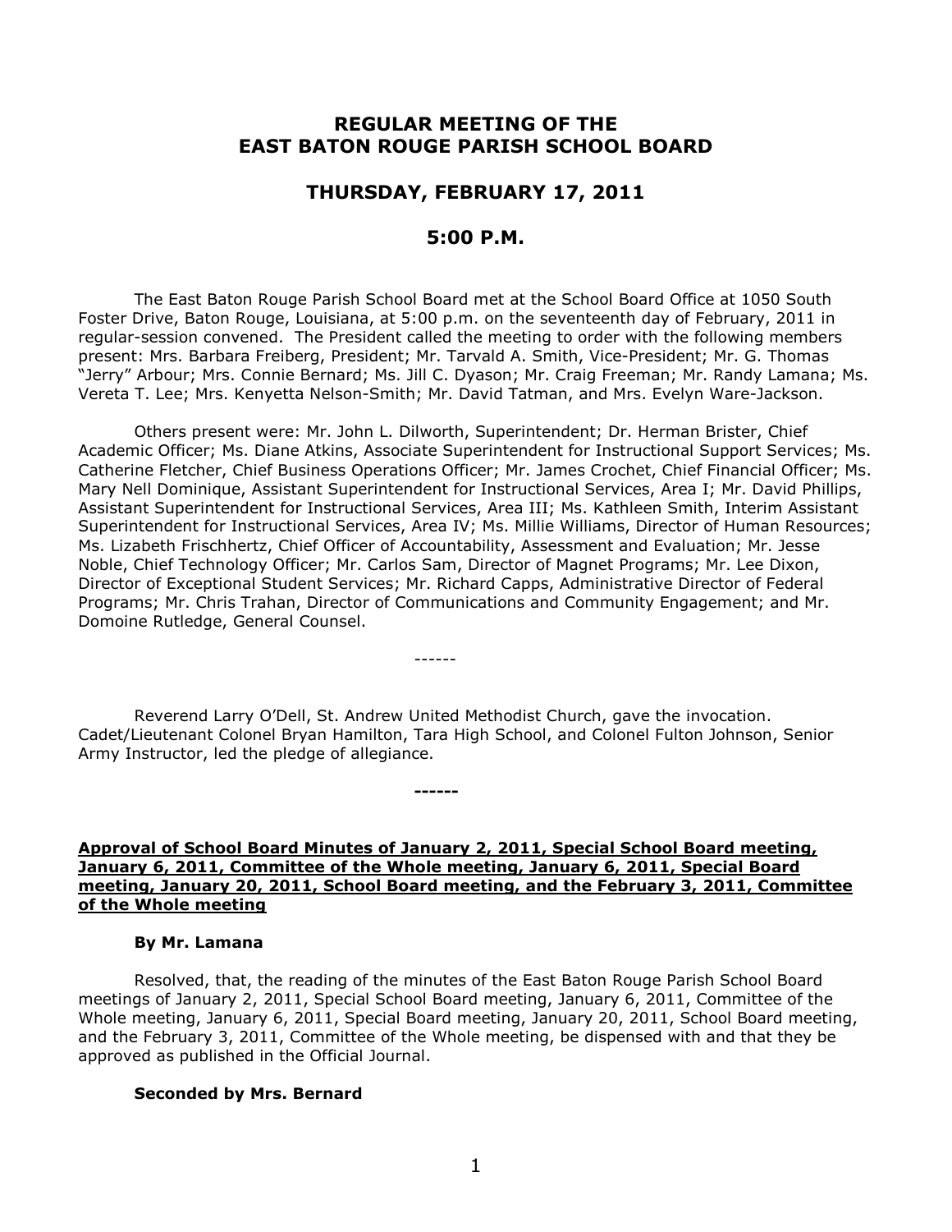# REGULAR MEETING OF THE EAST BATON ROUGE PARISH SCHOOL BOARD

## THURSDAY, FEBRUARY 17, 2011

## 5:00 P.M.

The East Baton Rouge Parish School Board met at the School Board Office at 1050 South Foster Drive, Baton Rouge, Louisiana, at 5:00 p.m. on the seventeenth day of February, 2011 in regular-session convened. The President called the meeting to order with the following members present: Mrs. Barbara Freiberg, President; Mr. Tarvald A. Smith, Vice-President; Mr. G. Thomas "Jerry" Arbour; Mrs. Connie Bernard; Ms. Jill C. Dyason; Mr. Craig Freeman; Mr. Randy Lamana; Ms. Vereta T. Lee; Mrs. Kenyetta Nelson-Smith; Mr. David Tatman, and Mrs. Evelyn Ware-Jackson.

Others present were: Mr. John L. Dilworth, Superintendent; Dr. Herman Brister, Chief Academic Officer; Ms. Diane Atkins, Associate Superintendent for Instructional Support Services; Ms. Catherine Fletcher, Chief Business Operations Officer; Mr. James Crochet, Chief Financial Officer; Ms. Mary Nell Dominique, Assistant Superintendent for Instructional Services, Area I; Mr. David Phillips, Assistant Superintendent for Instructional Services, Area III; Ms. Kathleen Smith, Interim Assistant Superintendent for Instructional Services, Area IV; Ms. Millie Williams, Director of Human Resources; Ms. Lizabeth Frischhertz, Chief Officer of Accountability, Assessment and Evaluation; Mr. Jesse Noble, Chief Technology Officer; Mr. Carlos Sam, Director of Magnet Programs; Mr. Lee Dixon, Director of Exceptional Student Services; Mr. Richard Capps, Administrative Director of Federal Programs; Mr. Chris Trahan, Director of Communications and Community Engagement; and Mr. Domoine Rutledge, General Counsel.

------

Reverend Larry O'Dell, St. Andrew United Methodist Church, gave the invocation. Cadet/Lieutenant Colonel Bryan Hamilton, Tara High School, and Colonel Fulton Johnson, Senior Army Instructor, led the pledge of allegiance.

**------**

**Approval of School Board Minutes of January 2, 2011, Special School Board meeting, January 6, 2011, Committee of the Whole meeting, January 6, 2011, Special Board meeting, January 20, 2011, School Board meeting, and the February 3, 2011, Committee of the Whole meeting**

**By Mr. Lamana**

Resolved, that, the reading of the minutes of the East Baton Rouge Parish School Board meetings of January 2, 2011, Special School Board meeting, January 6, 2011, Committee of the Whole meeting, January 6, 2011, Special Board meeting, January 20, 2011, School Board meeting, and the February 3, 2011, Committee of the Whole meeting, be dispensed with and that they be approved as published in the Official Journal.

**Seconded by Mrs. Bernard**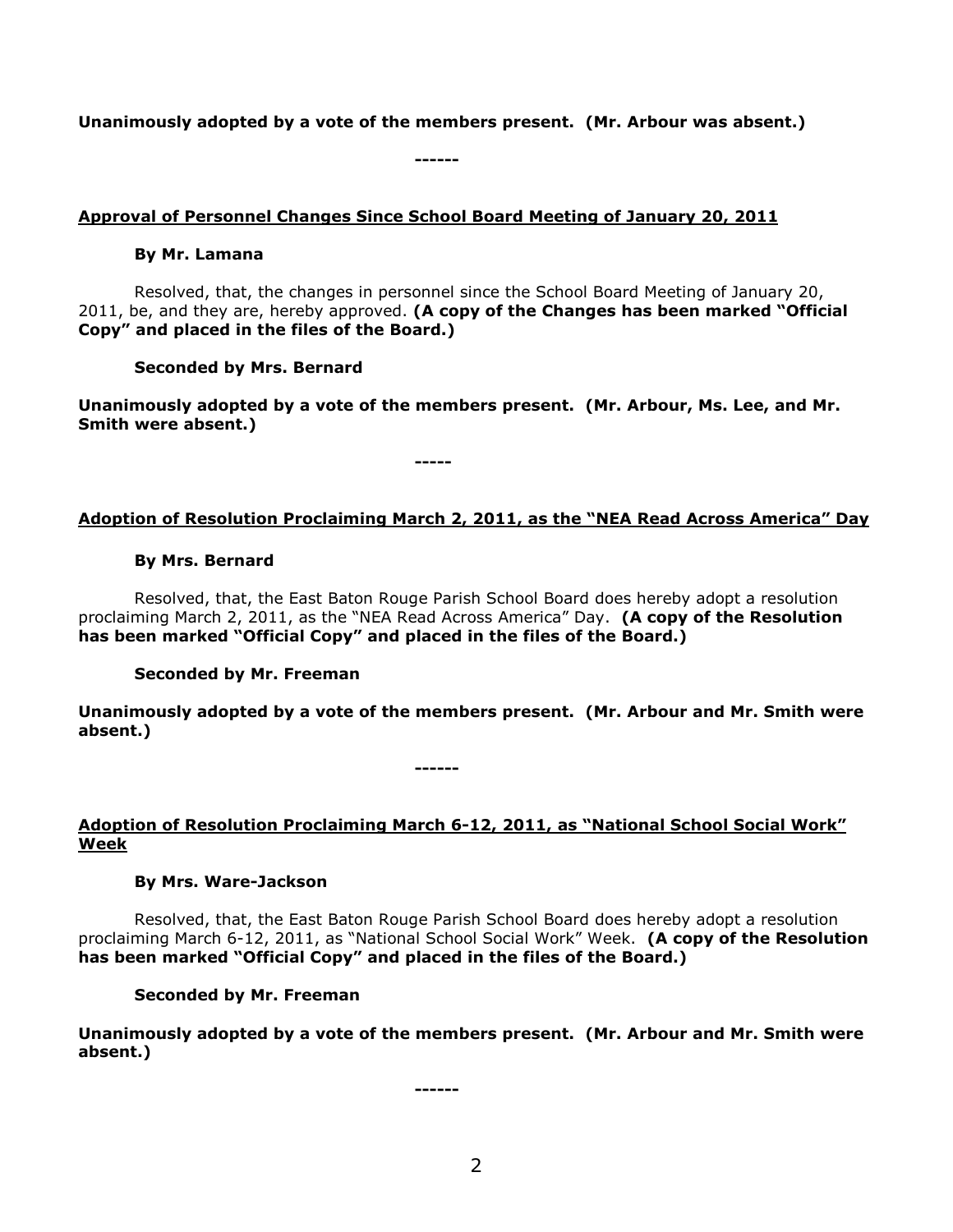**Unanimously adopted by a vote of the members present. (Mr. Arbour was absent.)**

**------**

**Approval of Personnel Changes Since School Board Meeting of January 20, 2011**

**By Mr. Lamana**

Resolved, that, the changes in personnel since the School Board Meeting of January 20, 2011, be, and they are, hereby approved. **(A copy of the Changes has been marked "Official Copy" and placed in the files of the Board.)**

**Seconded by Mrs. Bernard**

**Unanimously adopted by a vote of the members present. (Mr. Arbour, Ms. Lee, and Mr. Smith were absent.)**

**-----**

**Adoption of Resolution Proclaiming March 2, 2011, as the "NEA Read Across America" Day**

**By Mrs. Bernard**

Resolved, that, the East Baton Rouge Parish School Board does hereby adopt a resolution proclaiming March 2, 2011, as the "NEA Read Across America" Day. **(A copy of the Resolution has been marked "Official Copy" and placed in the files of the Board.)**

**Seconded by Mr. Freeman**

**Unanimously adopted by a vote of the members present. (Mr. Arbour and Mr. Smith were absent.)**

**------**

**Adoption of Resolution Proclaiming March 6-12, 2011, as "National School Social Work" Week**

**By Mrs. Ware-Jackson**

Resolved, that, the East Baton Rouge Parish School Board does hereby adopt a resolution proclaiming March 6-12, 2011, as "National School Social Work" Week. **(A copy of the Resolution has been marked "Official Copy" and placed in the files of the Board.)**

**Seconded by Mr. Freeman**

**Unanimously adopted by a vote of the members present. (Mr. Arbour and Mr. Smith were absent.)**

**------**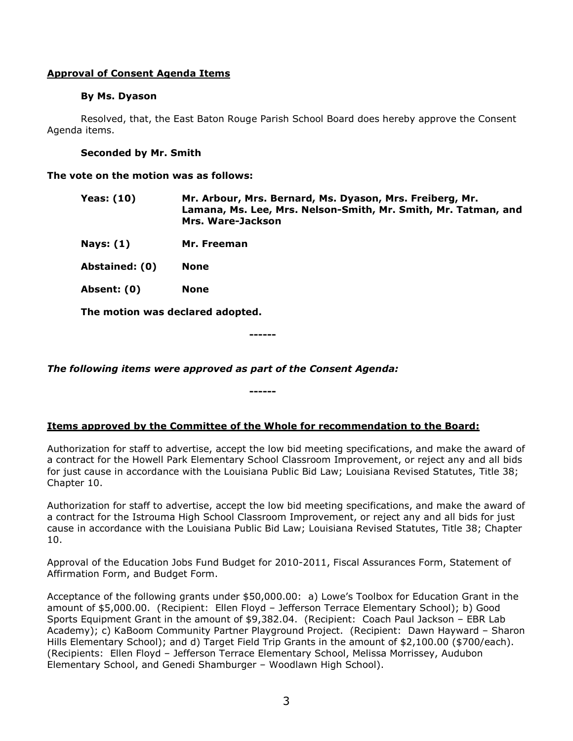**<u>Approval of Consent Agenda Items</u>**

**By Ms. Dyason**

Resolved, that, the East Baton Rouge Parish School Board does hereby approve the Consent Agenda items.

**Seconded by Mr. Smith**

**The vote on the motion was as follows:**

| | |
|---|---|
| **Yeas: (10)** | **Mr. Arbour, Mrs. Bernard, Ms. Dyason, Mrs. Freiberg, Mr. Lamana, Ms. Lee, Mrs. Nelson-Smith, Mr. Smith, Mr. Tatman, and Mrs. Ware-Jackson** |
| **Nays: (1)** | **Mr. Freeman** |
| **Abstained: (0)** | **None** |
| **Absent: (0)** | **None** |

**The motion was declared adopted.**

**------**

***The following items were approved as part of the Consent Agenda:***

**------**

**<u>Items approved by the Committee of the Whole for recommendation to the Board:</u>**

Authorization for staff to advertise, accept the low bid meeting specifications, and make the award of a contract for the Howell Park Elementary School Classroom Improvement, or reject any and all bids for just cause in accordance with the Louisiana Public Bid Law; Louisiana Revised Statutes, Title 38; Chapter 10.

Authorization for staff to advertise, accept the low bid meeting specifications, and make the award of a contract for the Istrouma High School Classroom Improvement, or reject any and all bids for just cause in accordance with the Louisiana Public Bid Law; Louisiana Revised Statutes, Title 38; Chapter 10.

Approval of the Education Jobs Fund Budget for 2010-2011, Fiscal Assurances Form, Statement of Affirmation Form, and Budget Form.

Acceptance of the following grants under $50,000.00: a) Lowe's Toolbox for Education Grant in the amount of $5,000.00. (Recipient: Ellen Floyd – Jefferson Terrace Elementary School); b) Good Sports Equipment Grant in the amount of $9,382.04. (Recipient: Coach Paul Jackson – EBR Lab Academy); c) KaBoom Community Partner Playground Project. (Recipient: Dawn Hayward – Sharon Hills Elementary School); and d) Target Field Trip Grants in the amount of $2,100.00 ($700/each). (Recipients: Ellen Floyd – Jefferson Terrace Elementary School, Melissa Morrissey, Audubon Elementary School, and Genedi Shamburger – Woodlawn High School).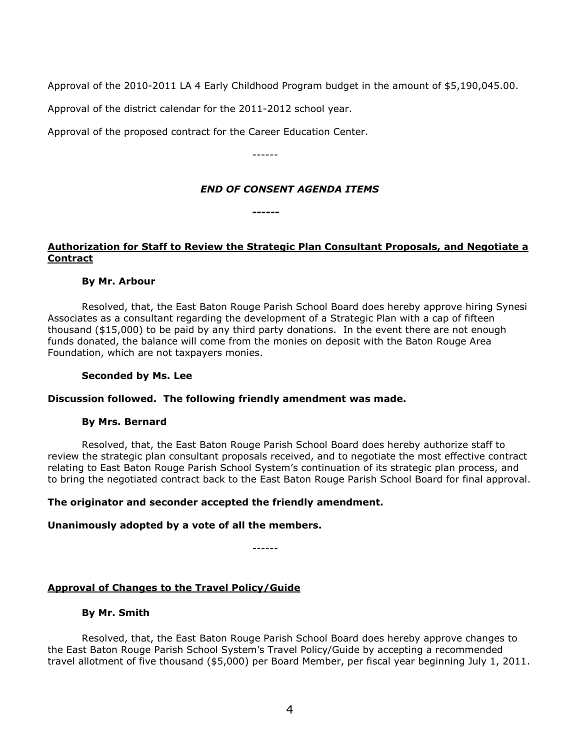Approval of the 2010-2011 LA 4 Early Childhood Program budget in the amount of $5,190,045.00.

Approval of the district calendar for the 2011-2012 school year.

Approval of the proposed contract for the Career Education Center.

------

***END OF CONSENT AGENDA ITEMS***

**------**

**Authorization for Staff to Review the Strategic Plan Consultant Proposals, and Negotiate a Contract**

**By Mr. Arbour**

Resolved, that, the East Baton Rouge Parish School Board does hereby approve hiring Synesi Associates as a consultant regarding the development of a Strategic Plan with a cap of fifteen thousand ($15,000) to be paid by any third party donations. In the event there are not enough funds donated, the balance will come from the monies on deposit with the Baton Rouge Area Foundation, which are not taxpayers monies.

**Seconded by Ms. Lee**

**Discussion followed. The following friendly amendment was made.**

**By Mrs. Bernard**

Resolved, that, the East Baton Rouge Parish School Board does hereby authorize staff to review the strategic plan consultant proposals received, and to negotiate the most effective contract relating to East Baton Rouge Parish School System's continuation of its strategic plan process, and to bring the negotiated contract back to the East Baton Rouge Parish School Board for final approval.

**The originator and seconder accepted the friendly amendment.**

**Unanimously adopted by a vote of all the members.**

------

**Approval of Changes to the Travel Policy/Guide**

**By Mr. Smith**

Resolved, that, the East Baton Rouge Parish School Board does hereby approve changes to the East Baton Rouge Parish School System's Travel Policy/Guide by accepting a recommended travel allotment of five thousand ($5,000) per Board Member, per fiscal year beginning July 1, 2011.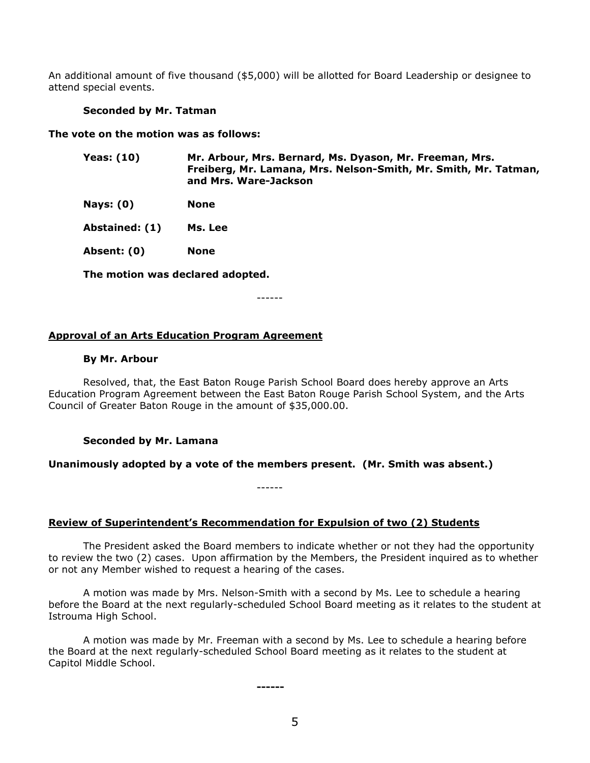An additional amount of five thousand ($5,000) will be allotted for Board Leadership or designee to attend special events.

**Seconded by Mr. Tatman**

**The vote on the motion was as follows:**

| | |
|---|---|
| **Yeas: (10)** | **Mr. Arbour, Mrs. Bernard, Ms. Dyason, Mr. Freeman, Mrs. Freiberg, Mr. Lamana, Mrs. Nelson-Smith, Mr. Smith, Mr. Tatman, and Mrs. Ware-Jackson** |
| **Nays: (0)** | **None** |
| **Abstained: (1)** | **Ms. Lee** |
| **Absent: (0)** | **None** |

**The motion was declared adopted.**

------

## Approval of an Arts Education Program Agreement

**By Mr. Arbour**

Resolved, that, the East Baton Rouge Parish School Board does hereby approve an Arts Education Program Agreement between the East Baton Rouge Parish School System, and the Arts Council of Greater Baton Rouge in the amount of $35,000.00.

**Seconded by Mr. Lamana**

**Unanimously adopted by a vote of the members present. (Mr. Smith was absent.)**

------

## Review of Superintendent's Recommendation for Expulsion of two (2) Students

The President asked the Board members to indicate whether or not they had the opportunity to review the two (2) cases. Upon affirmation by the Members, the President inquired as to whether or not any Member wished to request a hearing of the cases.

A motion was made by Mrs. Nelson-Smith with a second by Ms. Lee to schedule a hearing before the Board at the next regularly-scheduled School Board meeting as it relates to the student at Istrouma High School.

A motion was made by Mr. Freeman with a second by Ms. Lee to schedule a hearing before the Board at the next regularly-scheduled School Board meeting as it relates to the student at Capitol Middle School.

**------**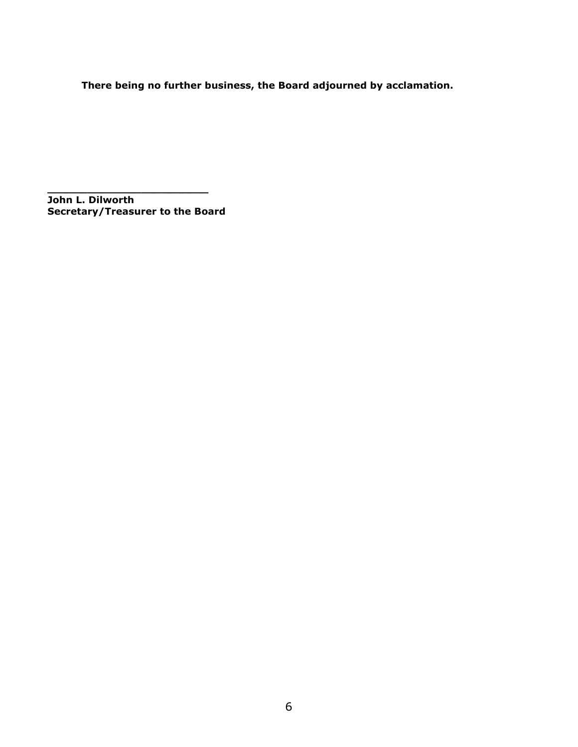**There being no further business, the Board adjourned by acclamation.**

\_\_\_\_\_\_\_\_\_\_\_\_\_\_\_\_\_\_\_\_\_\_\_\_\_

**John L. Dilworth**
**Secretary/Treasurer to the Board**